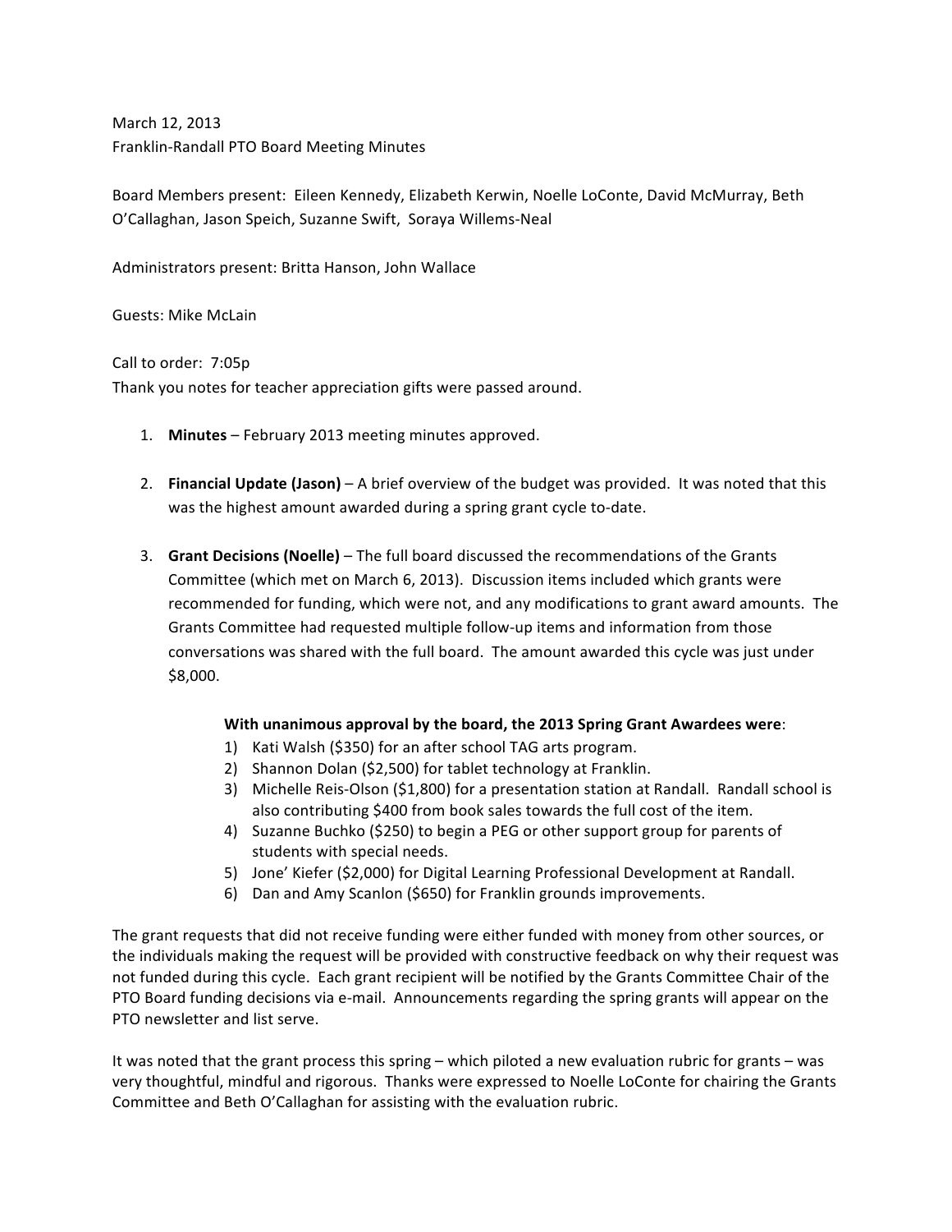March 12, 2013
Franklin-Randall PTO Board Meeting Minutes

Board Members present: Eileen Kennedy, Elizabeth Kerwin, Noelle LoConte, David McMurray, Beth O'Callaghan, Jason Speich, Suzanne Swift, Soraya Willems-Neal

Administrators present: Britta Hanson, John Wallace

Guests: Mike McLain

Call to order: 7:05p
Thank you notes for teacher appreciation gifts were passed around.

1. **Minutes** – February 2013 meeting minutes approved.

2. **Financial Update (Jason)** – A brief overview of the budget was provided. It was noted that this was the highest amount awarded during a spring grant cycle to-date.

3. **Grant Decisions (Noelle)** – The full board discussed the recommendations of the Grants Committee (which met on March 6, 2013). Discussion items included which grants were recommended for funding, which were not, and any modifications to grant award amounts. The Grants Committee had requested multiple follow-up items and information from those conversations was shared with the full board. The amount awarded this cycle was just under $8,000.

   **With unanimous approval by the board, the 2013 Spring Grant Awardees were**:
   1) Kati Walsh ($350) for an after school TAG arts program.
   2) Shannon Dolan ($2,500) for tablet technology at Franklin.
   3) Michelle Reis-Olson ($1,800) for a presentation station at Randall. Randall school is also contributing $400 from book sales towards the full cost of the item.
   4) Suzanne Buchko ($250) to begin a PEG or other support group for parents of students with special needs.
   5) Jone' Kiefer ($2,000) for Digital Learning Professional Development at Randall.
   6) Dan and Amy Scanlon ($650) for Franklin grounds improvements.

The grant requests that did not receive funding were either funded with money from other sources, or the individuals making the request will be provided with constructive feedback on why their request was not funded during this cycle. Each grant recipient will be notified by the Grants Committee Chair of the PTO Board funding decisions via e-mail. Announcements regarding the spring grants will appear on the PTO newsletter and list serve.

It was noted that the grant process this spring – which piloted a new evaluation rubric for grants – was very thoughtful, mindful and rigorous. Thanks were expressed to Noelle LoConte for chairing the Grants Committee and Beth O'Callaghan for assisting with the evaluation rubric.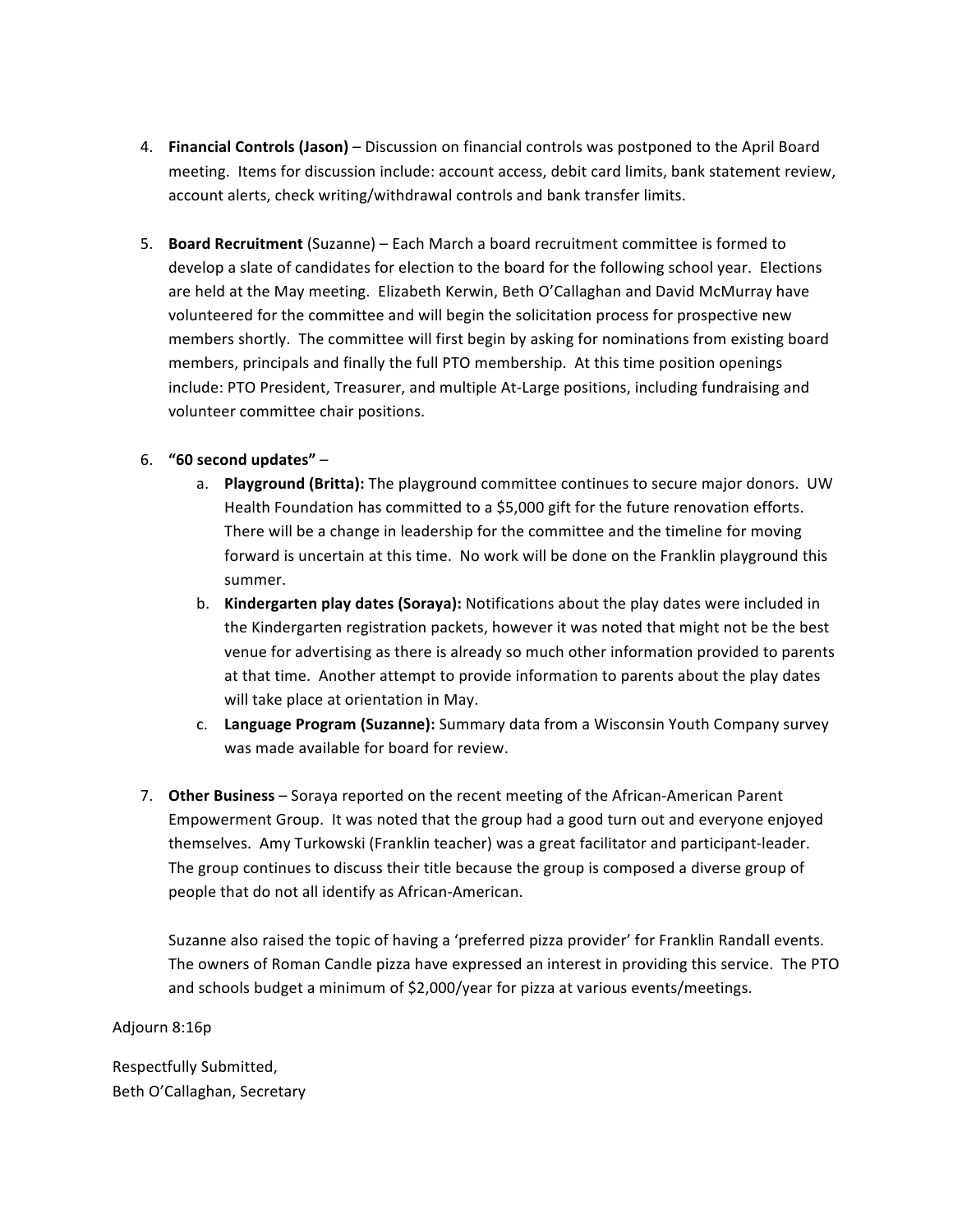4. **Financial Controls (Jason)** – Discussion on financial controls was postponed to the April Board meeting. Items for discussion include: account access, debit card limits, bank statement review, account alerts, check writing/withdrawal controls and bank transfer limits.

5. **Board Recruitment** (Suzanne) – Each March a board recruitment committee is formed to develop a slate of candidates for election to the board for the following school year. Elections are held at the May meeting. Elizabeth Kerwin, Beth O'Callaghan and David McMurray have volunteered for the committee and will begin the solicitation process for prospective new members shortly. The committee will first begin by asking for nominations from existing board members, principals and finally the full PTO membership. At this time position openings include: PTO President, Treasurer, and multiple At-Large positions, including fundraising and volunteer committee chair positions.

6. **"60 second updates"** –
   a. **Playground (Britta):** The playground committee continues to secure major donors. UW Health Foundation has committed to a $5,000 gift for the future renovation efforts. There will be a change in leadership for the committee and the timeline for moving forward is uncertain at this time. No work will be done on the Franklin playground this summer.
   b. **Kindergarten play dates (Soraya):** Notifications about the play dates were included in the Kindergarten registration packets, however it was noted that might not be the best venue for advertising as there is already so much other information provided to parents at that time. Another attempt to provide information to parents about the play dates will take place at orientation in May.
   c. **Language Program (Suzanne):** Summary data from a Wisconsin Youth Company survey was made available for board for review.

7. **Other Business** – Soraya reported on the recent meeting of the African-American Parent Empowerment Group. It was noted that the group had a good turn out and everyone enjoyed themselves. Amy Turkowski (Franklin teacher) was a great facilitator and participant-leader. The group continues to discuss their title because the group is composed a diverse group of people that do not all identify as African-American.

   Suzanne also raised the topic of having a 'preferred pizza provider' for Franklin Randall events. The owners of Roman Candle pizza have expressed an interest in providing this service. The PTO and schools budget a minimum of $2,000/year for pizza at various events/meetings.

Adjourn 8:16p

Respectfully Submitted,
Beth O'Callaghan, Secretary